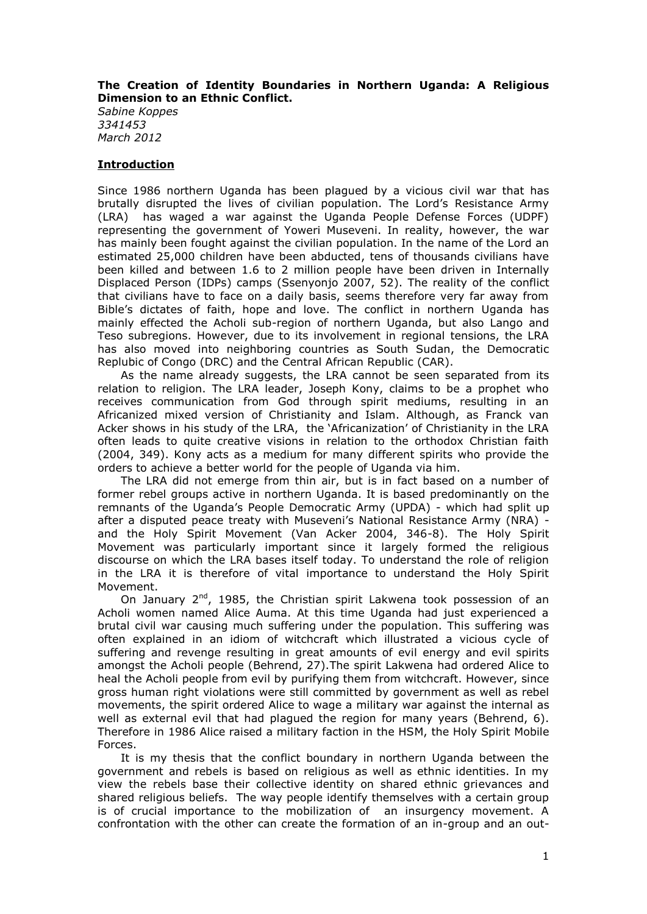**The Creation of Identity Boundaries in Northern Uganda: A Religious Dimension to an Ethnic Conflict.**

*Sabine Koppes*
*3341453*
*March 2012*

## Introduction

Since 1986 northern Uganda has been plagued by a vicious civil war that has brutally disrupted the lives of civilian population. The Lord's Resistance Army (LRA) has waged a war against the Uganda People Defense Forces (UDPF) representing the government of Yoweri Museveni. In reality, however, the war has mainly been fought against the civilian population. In the name of the Lord an estimated 25,000 children have been abducted, tens of thousands civilians have been killed and between 1.6 to 2 million people have been driven in Internally Displaced Person (IDPs) camps (Ssenyonjo 2007, 52). The reality of the conflict that civilians have to face on a daily basis, seems therefore very far away from Bible's dictates of faith, hope and love. The conflict in northern Uganda has mainly effected the Acholi sub-region of northern Uganda, but also Lango and Teso subregions. However, due to its involvement in regional tensions, the LRA has also moved into neighboring countries as South Sudan, the Democratic Replubic of Congo (DRC) and the Central African Republic (CAR).

As the name already suggests, the LRA cannot be seen separated from its relation to religion. The LRA leader, Joseph Kony, claims to be a prophet who receives communication from God through spirit mediums, resulting in an Africanized mixed version of Christianity and Islam. Although, as Franck van Acker shows in his study of the LRA, the 'Africanization' of Christianity in the LRA often leads to quite creative visions in relation to the orthodox Christian faith (2004, 349). Kony acts as a medium for many different spirits who provide the orders to achieve a better world for the people of Uganda via him.

The LRA did not emerge from thin air, but is in fact based on a number of former rebel groups active in northern Uganda. It is based predominantly on the remnants of the Uganda's People Democratic Army (UPDA) - which had split up after a disputed peace treaty with Museveni's National Resistance Army (NRA) - and the Holy Spirit Movement (Van Acker 2004, 346-8). The Holy Spirit Movement was particularly important since it largely formed the religious discourse on which the LRA bases itself today. To understand the role of religion in the LRA it is therefore of vital importance to understand the Holy Spirit Movement.

On January 2nd, 1985, the Christian spirit Lakwena took possession of an Acholi women named Alice Auma. At this time Uganda had just experienced a brutal civil war causing much suffering under the population. This suffering was often explained in an idiom of witchcraft which illustrated a vicious cycle of suffering and revenge resulting in great amounts of evil energy and evil spirits amongst the Acholi people (Behrend, 27).The spirit Lakwena had ordered Alice to heal the Acholi people from evil by purifying them from witchcraft. However, since gross human right violations were still committed by government as well as rebel movements, the spirit ordered Alice to wage a military war against the internal as well as external evil that had plagued the region for many years (Behrend, 6). Therefore in 1986 Alice raised a military faction in the HSM, the Holy Spirit Mobile Forces.

It is my thesis that the conflict boundary in northern Uganda between the government and rebels is based on religious as well as ethnic identities. In my view the rebels base their collective identity on shared ethnic grievances and shared religious beliefs. The way people identify themselves with a certain group is of crucial importance to the mobilization of an insurgency movement. A confrontation with the other can create the formation of an in-group and an out-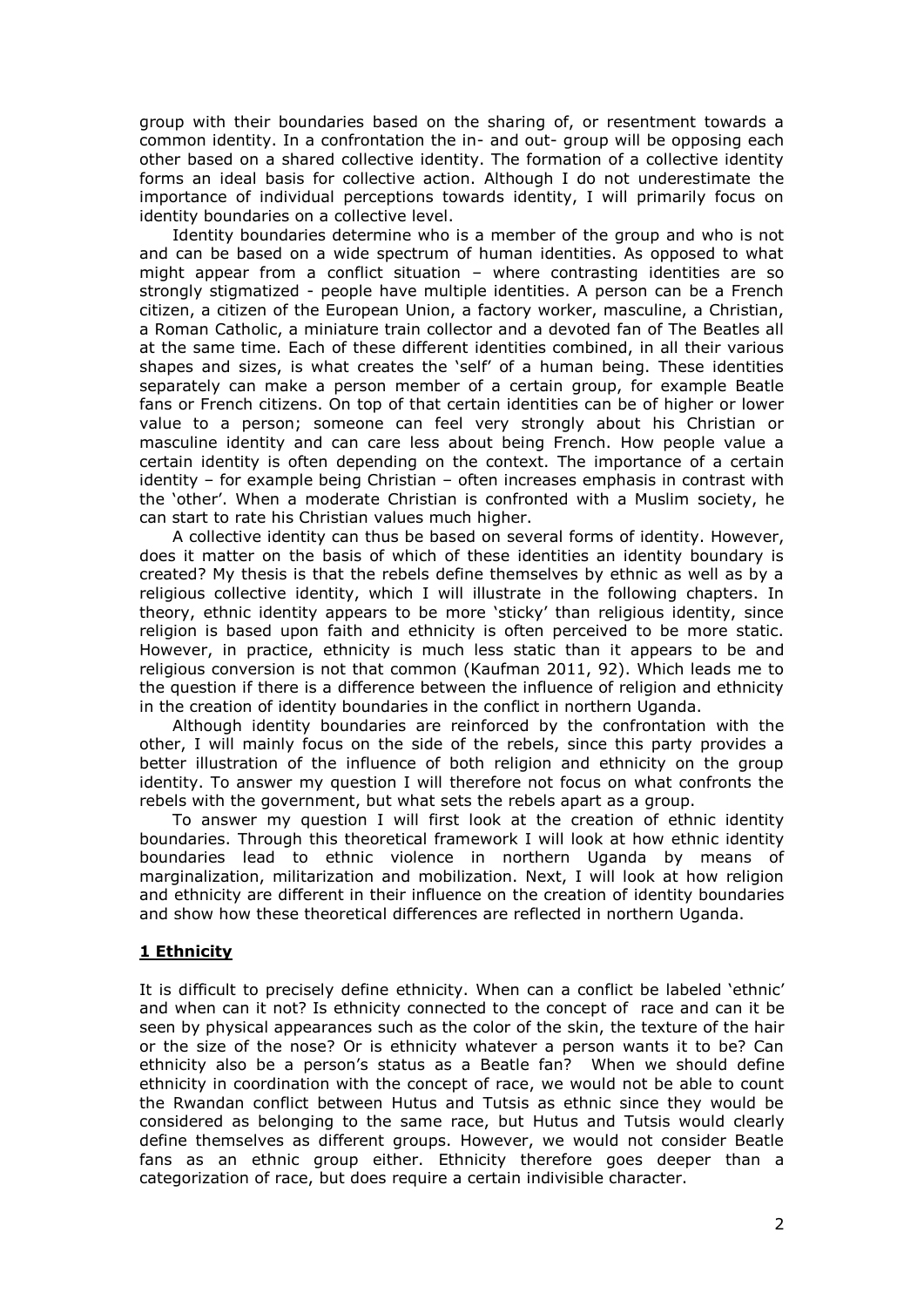group with their boundaries based on the sharing of, or resentment towards a common identity. In a confrontation the in- and out- group will be opposing each other based on a shared collective identity. The formation of a collective identity forms an ideal basis for collective action. Although I do not underestimate the importance of individual perceptions towards identity, I will primarily focus on identity boundaries on a collective level.

Identity boundaries determine who is a member of the group and who is not and can be based on a wide spectrum of human identities. As opposed to what might appear from a conflict situation – where contrasting identities are so strongly stigmatized - people have multiple identities. A person can be a French citizen, a citizen of the European Union, a factory worker, masculine, a Christian, a Roman Catholic, a miniature train collector and a devoted fan of The Beatles all at the same time. Each of these different identities combined, in all their various shapes and sizes, is what creates the 'self' of a human being. These identities separately can make a person member of a certain group, for example Beatle fans or French citizens. On top of that certain identities can be of higher or lower value to a person; someone can feel very strongly about his Christian or masculine identity and can care less about being French. How people value a certain identity is often depending on the context. The importance of a certain identity – for example being Christian – often increases emphasis in contrast with the 'other'. When a moderate Christian is confronted with a Muslim society, he can start to rate his Christian values much higher.

A collective identity can thus be based on several forms of identity. However, does it matter on the basis of which of these identities an identity boundary is created? My thesis is that the rebels define themselves by ethnic as well as by a religious collective identity, which I will illustrate in the following chapters. In theory, ethnic identity appears to be more 'sticky' than religious identity, since religion is based upon faith and ethnicity is often perceived to be more static. However, in practice, ethnicity is much less static than it appears to be and religious conversion is not that common (Kaufman 2011, 92). Which leads me to the question if there is a difference between the influence of religion and ethnicity in the creation of identity boundaries in the conflict in northern Uganda.

Although identity boundaries are reinforced by the confrontation with the other, I will mainly focus on the side of the rebels, since this party provides a better illustration of the influence of both religion and ethnicity on the group identity. To answer my question I will therefore not focus on what confronts the rebels with the government, but what sets the rebels apart as a group.

To answer my question I will first look at the creation of ethnic identity boundaries. Through this theoretical framework I will look at how ethnic identity boundaries lead to ethnic violence in northern Uganda by means of marginalization, militarization and mobilization. Next, I will look at how religion and ethnicity are different in their influence on the creation of identity boundaries and show how these theoretical differences are reflected in northern Uganda.

## 1 Ethnicity

It is difficult to precisely define ethnicity. When can a conflict be labeled 'ethnic' and when can it not? Is ethnicity connected to the concept of race and can it be seen by physical appearances such as the color of the skin, the texture of the hair or the size of the nose? Or is ethnicity whatever a person wants it to be? Can ethnicity also be a person's status as a Beatle fan? When we should define ethnicity in coordination with the concept of race, we would not be able to count the Rwandan conflict between Hutus and Tutsis as ethnic since they would be considered as belonging to the same race, but Hutus and Tutsis would clearly define themselves as different groups. However, we would not consider Beatle fans as an ethnic group either. Ethnicity therefore goes deeper than a categorization of race, but does require a certain indivisible character.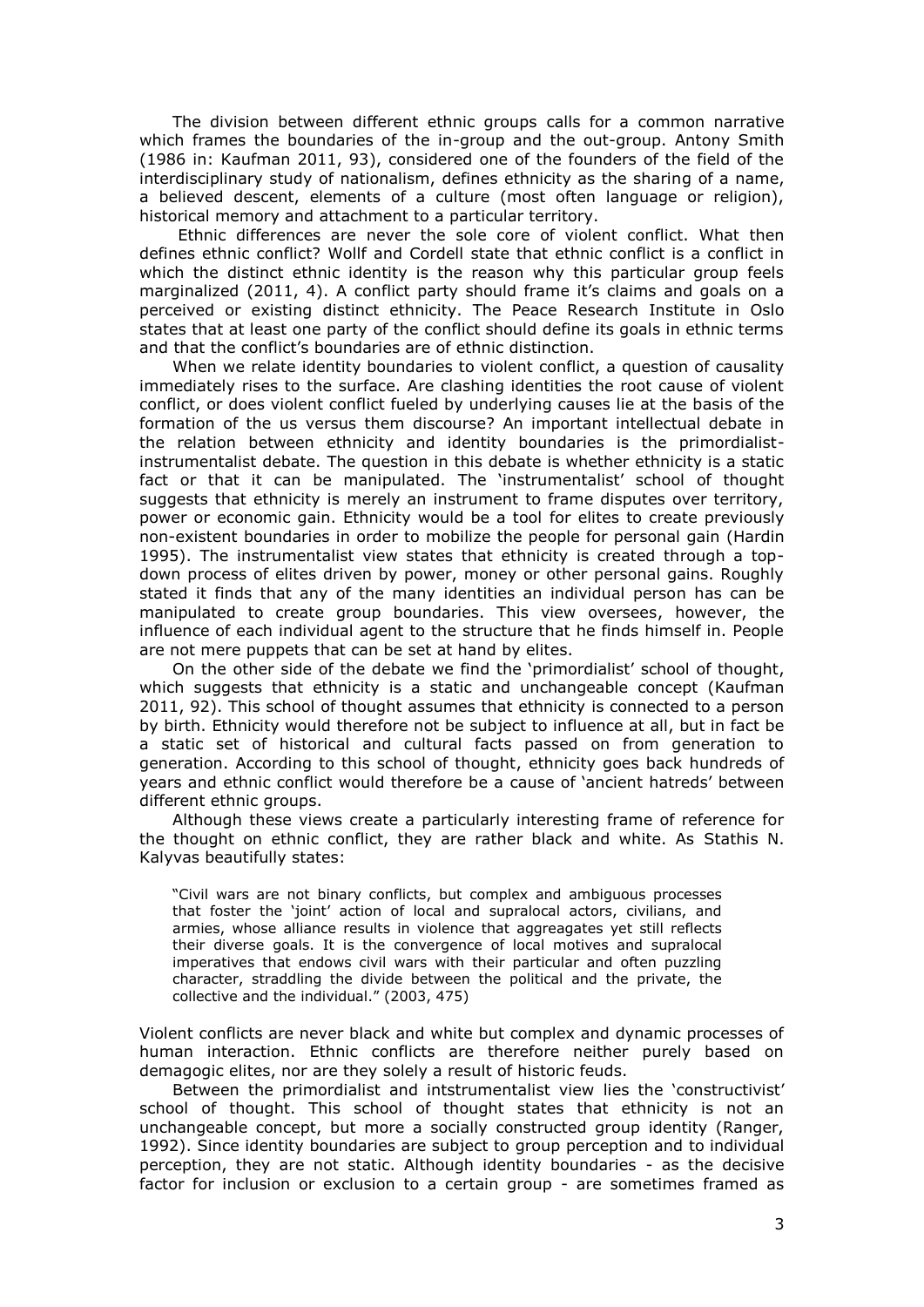The division between different ethnic groups calls for a common narrative which frames the boundaries of the in-group and the out-group. Antony Smith (1986 in: Kaufman 2011, 93), considered one of the founders of the field of the interdisciplinary study of nationalism, defines ethnicity as the sharing of a name, a believed descent, elements of a culture (most often language or religion), historical memory and attachment to a particular territory.

Ethnic differences are never the sole core of violent conflict. What then defines ethnic conflict? Wolff and Cordell state that ethnic conflict is a conflict in which the distinct ethnic identity is the reason why this particular group feels marginalized (2011, 4). A conflict party should frame it's claims and goals on a perceived or existing distinct ethnicity. The Peace Research Institute in Oslo states that at least one party of the conflict should define its goals in ethnic terms and that the conflict's boundaries are of ethnic distinction.

When we relate identity boundaries to violent conflict, a question of causality immediately rises to the surface. Are clashing identities the root cause of violent conflict, or does violent conflict fueled by underlying causes lie at the basis of the formation of the us versus them discourse? An important intellectual debate in the relation between ethnicity and identity boundaries is the primordialist-instrumentalist debate. The question in this debate is whether ethnicity is a static fact or that it can be manipulated. The 'instrumentalist' school of thought suggests that ethnicity is merely an instrument to frame disputes over territory, power or economic gain. Ethnicity would be a tool for elites to create previously non-existent boundaries in order to mobilize the people for personal gain (Hardin 1995). The instrumentalist view states that ethnicity is created through a top-down process of elites driven by power, money or other personal gains. Roughly stated it finds that any of the many identities an individual person has can be manipulated to create group boundaries. This view oversees, however, the influence of each individual agent to the structure that he finds himself in. People are not mere puppets that can be set at hand by elites.

On the other side of the debate we find the 'primordialist' school of thought, which suggests that ethnicity is a static and unchangeable concept (Kaufman 2011, 92). This school of thought assumes that ethnicity is connected to a person by birth. Ethnicity would therefore not be subject to influence at all, but in fact be a static set of historical and cultural facts passed on from generation to generation. According to this school of thought, ethnicity goes back hundreds of years and ethnic conflict would therefore be a cause of 'ancient hatreds' between different ethnic groups.

Although these views create a particularly interesting frame of reference for the thought on ethnic conflict, they are rather black and white. As Stathis N. Kalyvas beautifully states:

> "Civil wars are not binary conflicts, but complex and ambiguous processes that foster the 'joint' action of local and supralocal actors, civilians, and armies, whose alliance results in violence that aggreagates yet still reflects their diverse goals. It is the convergence of local motives and supralocal imperatives that endows civil wars with their particular and often puzzling character, straddling the divide between the political and the private, the collective and the individual." (2003, 475)

Violent conflicts are never black and white but complex and dynamic processes of human interaction. Ethnic conflicts are therefore neither purely based on demagogic elites, nor are they solely a result of historic feuds.

Between the primordialist and intstrumentalist view lies the 'constructivist' school of thought. This school of thought states that ethnicity is not an unchangeable concept, but more a socially constructed group identity (Ranger, 1992). Since identity boundaries are subject to group perception and to individual perception, they are not static. Although identity boundaries - as the decisive factor for inclusion or exclusion to a certain group - are sometimes framed as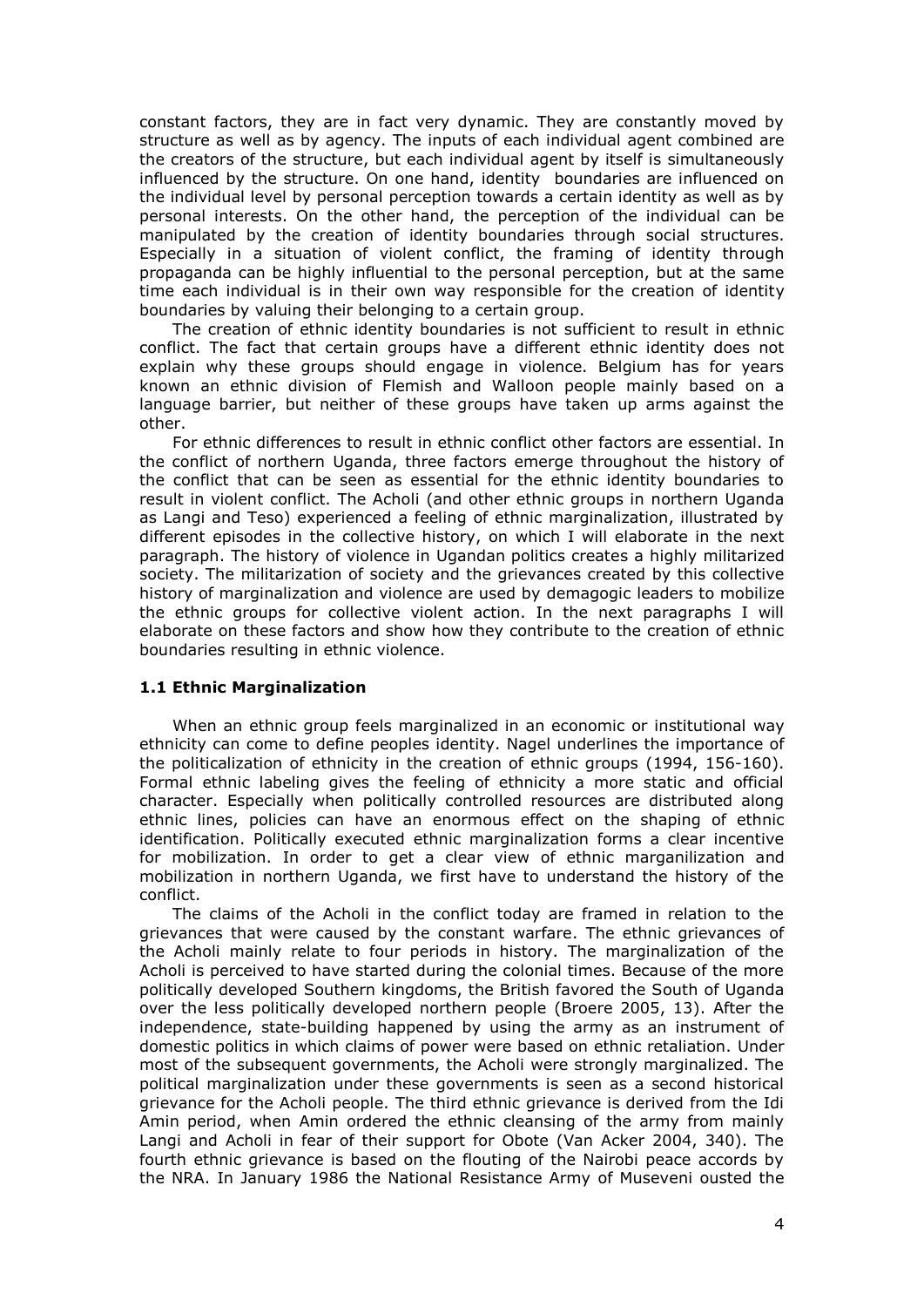constant factors, they are in fact very dynamic. They are constantly moved by structure as well as by agency. The inputs of each individual agent combined are the creators of the structure, but each individual agent by itself is simultaneously influenced by the structure. On one hand, identity boundaries are influenced on the individual level by personal perception towards a certain identity as well as by personal interests. On the other hand, the perception of the individual can be manipulated by the creation of identity boundaries through social structures. Especially in a situation of violent conflict, the framing of identity through propaganda can be highly influential to the personal perception, but at the same time each individual is in their own way responsible for the creation of identity boundaries by valuing their belonging to a certain group.

The creation of ethnic identity boundaries is not sufficient to result in ethnic conflict. The fact that certain groups have a different ethnic identity does not explain why these groups should engage in violence. Belgium has for years known an ethnic division of Flemish and Walloon people mainly based on a language barrier, but neither of these groups have taken up arms against the other.

For ethnic differences to result in ethnic conflict other factors are essential. In the conflict of northern Uganda, three factors emerge throughout the history of the conflict that can be seen as essential for the ethnic identity boundaries to result in violent conflict. The Acholi (and other ethnic groups in northern Uganda as Langi and Teso) experienced a feeling of ethnic marginalization, illustrated by different episodes in the collective history, on which I will elaborate in the next paragraph. The history of violence in Ugandan politics creates a highly militarized society. The militarization of society and the grievances created by this collective history of marginalization and violence are used by demagogic leaders to mobilize the ethnic groups for collective violent action. In the next paragraphs I will elaborate on these factors and show how they contribute to the creation of ethnic boundaries resulting in ethnic violence.

### 1.1 Ethnic Marginalization

When an ethnic group feels marginalized in an economic or institutional way ethnicity can come to define peoples identity. Nagel underlines the importance of the politicalization of ethnicity in the creation of ethnic groups (1994, 156-160). Formal ethnic labeling gives the feeling of ethnicity a more static and official character. Especially when politically controlled resources are distributed along ethnic lines, policies can have an enormous effect on the shaping of ethnic identification. Politically executed ethnic marginalization forms a clear incentive for mobilization. In order to get a clear view of ethnic marganilization and mobilization in northern Uganda, we first have to understand the history of the conflict.

The claims of the Acholi in the conflict today are framed in relation to the grievances that were caused by the constant warfare. The ethnic grievances of the Acholi mainly relate to four periods in history. The marginalization of the Acholi is perceived to have started during the colonial times. Because of the more politically developed Southern kingdoms, the British favored the South of Uganda over the less politically developed northern people (Broere 2005, 13). After the independence, state-building happened by using the army as an instrument of domestic politics in which claims of power were based on ethnic retaliation. Under most of the subsequent governments, the Acholi were strongly marginalized. The political marginalization under these governments is seen as a second historical grievance for the Acholi people. The third ethnic grievance is derived from the Idi Amin period, when Amin ordered the ethnic cleansing of the army from mainly Langi and Acholi in fear of their support for Obote (Van Acker 2004, 340). The fourth ethnic grievance is based on the flouting of the Nairobi peace accords by the NRA. In January 1986 the National Resistance Army of Museveni ousted the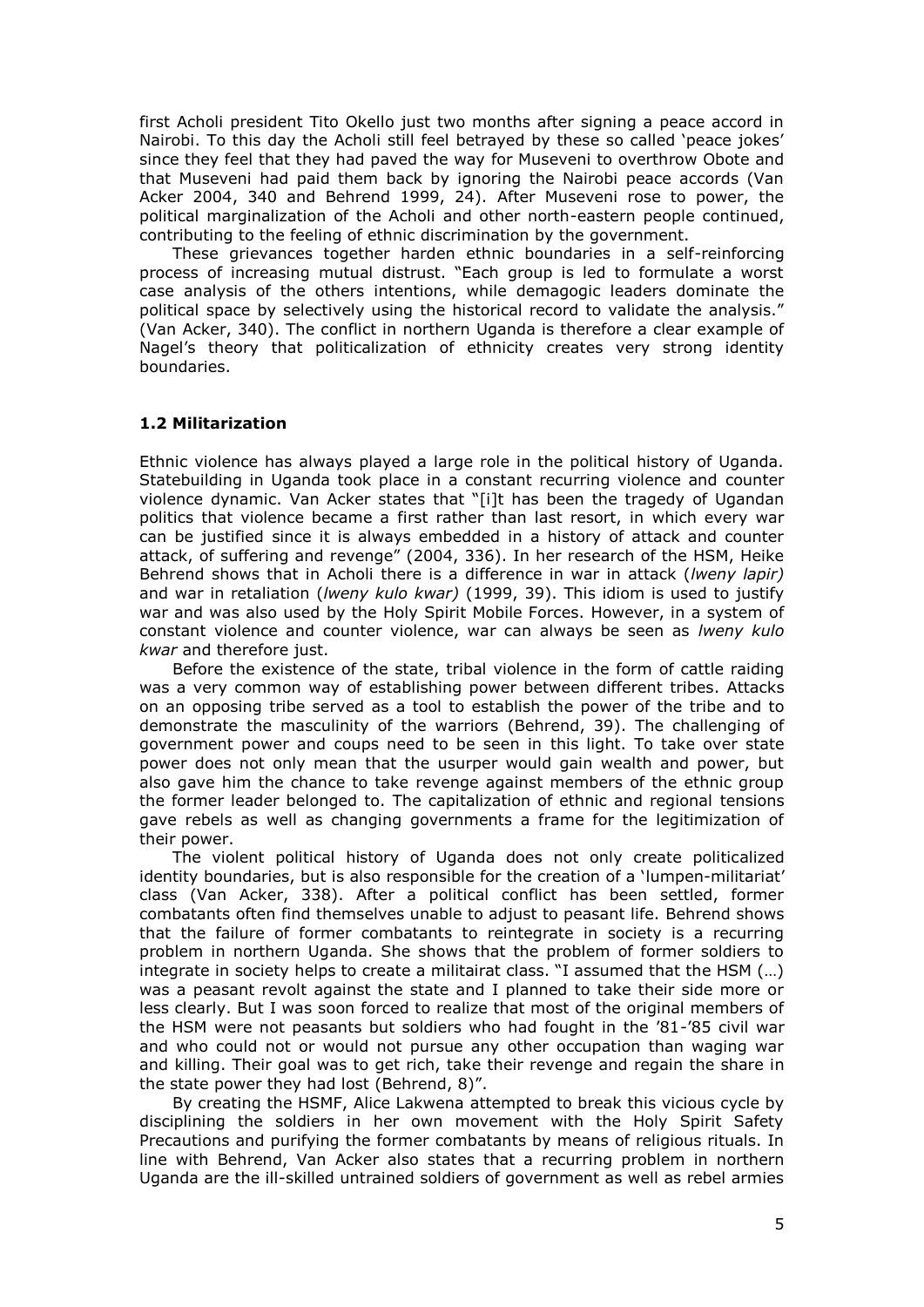first Acholi president Tito Okello just two months after signing a peace accord in Nairobi. To this day the Acholi still feel betrayed by these so called 'peace jokes' since they feel that they had paved the way for Museveni to overthrow Obote and that Museveni had paid them back by ignoring the Nairobi peace accords (Van Acker 2004, 340 and Behrend 1999, 24). After Museveni rose to power, the political marginalization of the Acholi and other north-eastern people continued, contributing to the feeling of ethnic discrimination by the government.

These grievances together harden ethnic boundaries in a self-reinforcing process of increasing mutual distrust. "Each group is led to formulate a worst case analysis of the others intentions, while demagogic leaders dominate the political space by selectively using the historical record to validate the analysis." (Van Acker, 340). The conflict in northern Uganda is therefore a clear example of Nagel's theory that politicalization of ethnicity creates very strong identity boundaries.

### 1.2 Militarization

Ethnic violence has always played a large role in the political history of Uganda. Statebuilding in Uganda took place in a constant recurring violence and counter violence dynamic. Van Acker states that "[i]t has been the tragedy of Ugandan politics that violence became a first rather than last resort, in which every war can be justified since it is always embedded in a history of attack and counter attack, of suffering and revenge" (2004, 336). In her research of the HSM, Heike Behrend shows that in Acholi there is a difference in war in attack (*lweny lapir)* and war in retaliation (*lweny kulo kwar)* (1999, 39). This idiom is used to justify war and was also used by the Holy Spirit Mobile Forces. However, in a system of constant violence and counter violence, war can always be seen as *lweny kulo kwar* and therefore just.

Before the existence of the state, tribal violence in the form of cattle raiding was a very common way of establishing power between different tribes. Attacks on an opposing tribe served as a tool to establish the power of the tribe and to demonstrate the masculinity of the warriors (Behrend, 39). The challenging of government power and coups need to be seen in this light. To take over state power does not only mean that the usurper would gain wealth and power, but also gave him the chance to take revenge against members of the ethnic group the former leader belonged to. The capitalization of ethnic and regional tensions gave rebels as well as changing governments a frame for the legitimization of their power.

The violent political history of Uganda does not only create politicalized identity boundaries, but is also responsible for the creation of a 'lumpen-militariat' class (Van Acker, 338). After a political conflict has been settled, former combatants often find themselves unable to adjust to peasant life. Behrend shows that the failure of former combatants to reintegrate in society is a recurring problem in northern Uganda. She shows that the problem of former soldiers to integrate in society helps to create a militairat class. "I assumed that the HSM (…) was a peasant revolt against the state and I planned to take their side more or less clearly. But I was soon forced to realize that most of the original members of the HSM were not peasants but soldiers who had fought in the '81-'85 civil war and who could not or would not pursue any other occupation than waging war and killing. Their goal was to get rich, take their revenge and regain the share in the state power they had lost (Behrend, 8)".

By creating the HSMF, Alice Lakwena attempted to break this vicious cycle by disciplining the soldiers in her own movement with the Holy Spirit Safety Precautions and purifying the former combatants by means of religious rituals. In line with Behrend, Van Acker also states that a recurring problem in northern Uganda are the ill-skilled untrained soldiers of government as well as rebel armies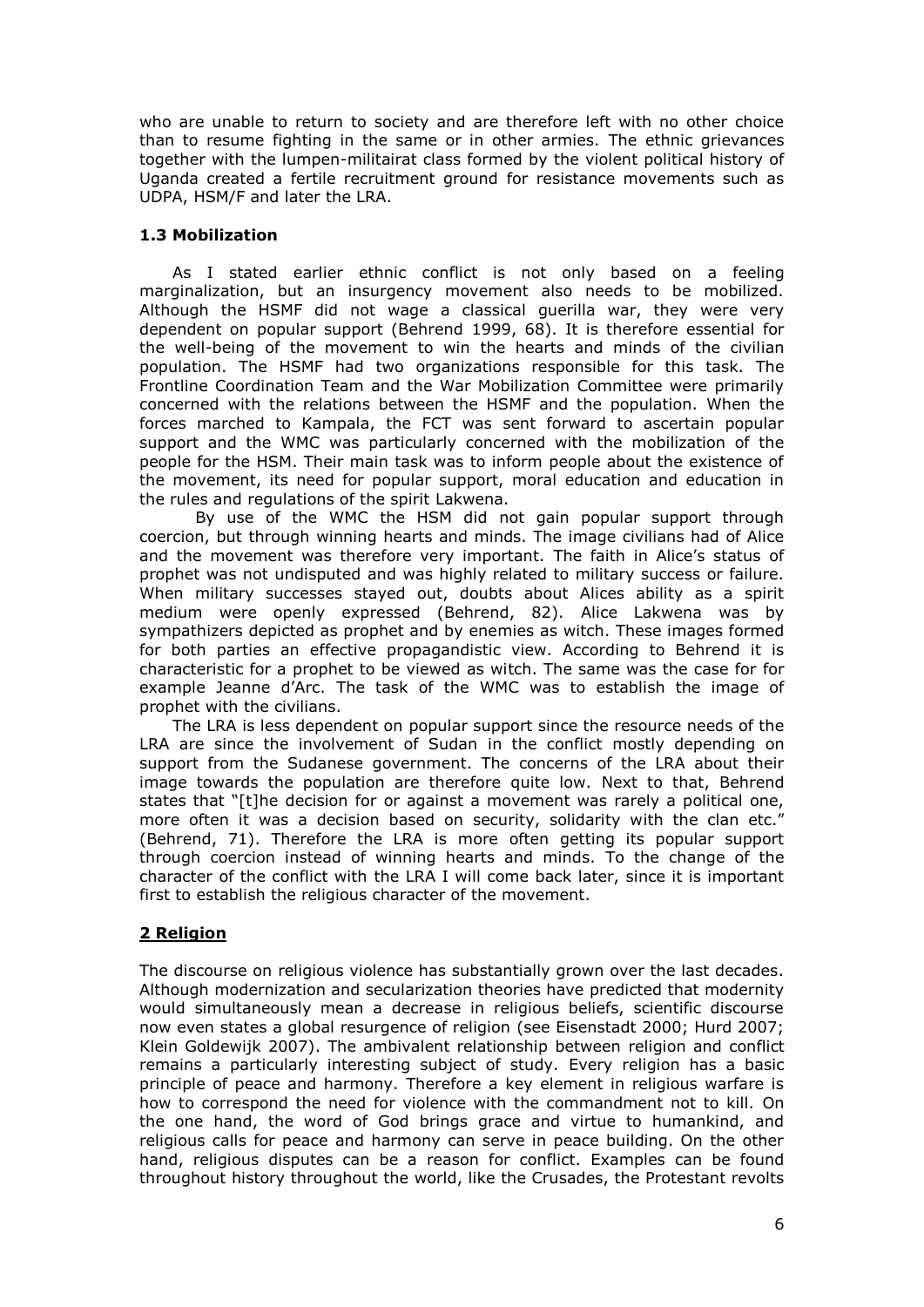who are unable to return to society and are therefore left with no other choice than to resume fighting in the same or in other armies. The ethnic grievances together with the lumpen-militairat class formed by the violent political history of Uganda created a fertile recruitment ground for resistance movements such as UDPA, HSM/F and later the LRA.

### 1.3 Mobilization

As I stated earlier ethnic conflict is not only based on a feeling marginalization, but an insurgency movement also needs to be mobilized. Although the HSMF did not wage a classical guerilla war, they were very dependent on popular support (Behrend 1999, 68). It is therefore essential for the well-being of the movement to win the hearts and minds of the civilian population. The HSMF had two organizations responsible for this task. The Frontline Coordination Team and the War Mobilization Committee were primarily concerned with the relations between the HSMF and the population. When the forces marched to Kampala, the FCT was sent forward to ascertain popular support and the WMC was particularly concerned with the mobilization of the people for the HSM. Their main task was to inform people about the existence of the movement, its need for popular support, moral education and education in the rules and regulations of the spirit Lakwena.

By use of the WMC the HSM did not gain popular support through coercion, but through winning hearts and minds. The image civilians had of Alice and the movement was therefore very important. The faith in Alice's status of prophet was not undisputed and was highly related to military success or failure. When military successes stayed out, doubts about Alices ability as a spirit medium were openly expressed (Behrend, 82). Alice Lakwena was by sympathizers depicted as prophet and by enemies as witch. These images formed for both parties an effective propagandistic view. According to Behrend it is characteristic for a prophet to be viewed as witch. The same was the case for for example Jeanne d'Arc. The task of the WMC was to establish the image of prophet with the civilians.

The LRA is less dependent on popular support since the resource needs of the LRA are since the involvement of Sudan in the conflict mostly depending on support from the Sudanese government. The concerns of the LRA about their image towards the population are therefore quite low. Next to that, Behrend states that "[t]he decision for or against a movement was rarely a political one, more often it was a decision based on security, solidarity with the clan etc." (Behrend, 71). Therefore the LRA is more often getting its popular support through coercion instead of winning hearts and minds. To the change of the character of the conflict with the LRA I will come back later, since it is important first to establish the religious character of the movement.

## 2 Religion

The discourse on religious violence has substantially grown over the last decades. Although modernization and secularization theories have predicted that modernity would simultaneously mean a decrease in religious beliefs, scientific discourse now even states a global resurgence of religion (see Eisenstadt 2000; Hurd 2007; Klein Goldewijk 2007). The ambivalent relationship between religion and conflict remains a particularly interesting subject of study. Every religion has a basic principle of peace and harmony. Therefore a key element in religious warfare is how to correspond the need for violence with the commandment not to kill. On the one hand, the word of God brings grace and virtue to humankind, and religious calls for peace and harmony can serve in peace building. On the other hand, religious disputes can be a reason for conflict. Examples can be found throughout history throughout the world, like the Crusades, the Protestant revolts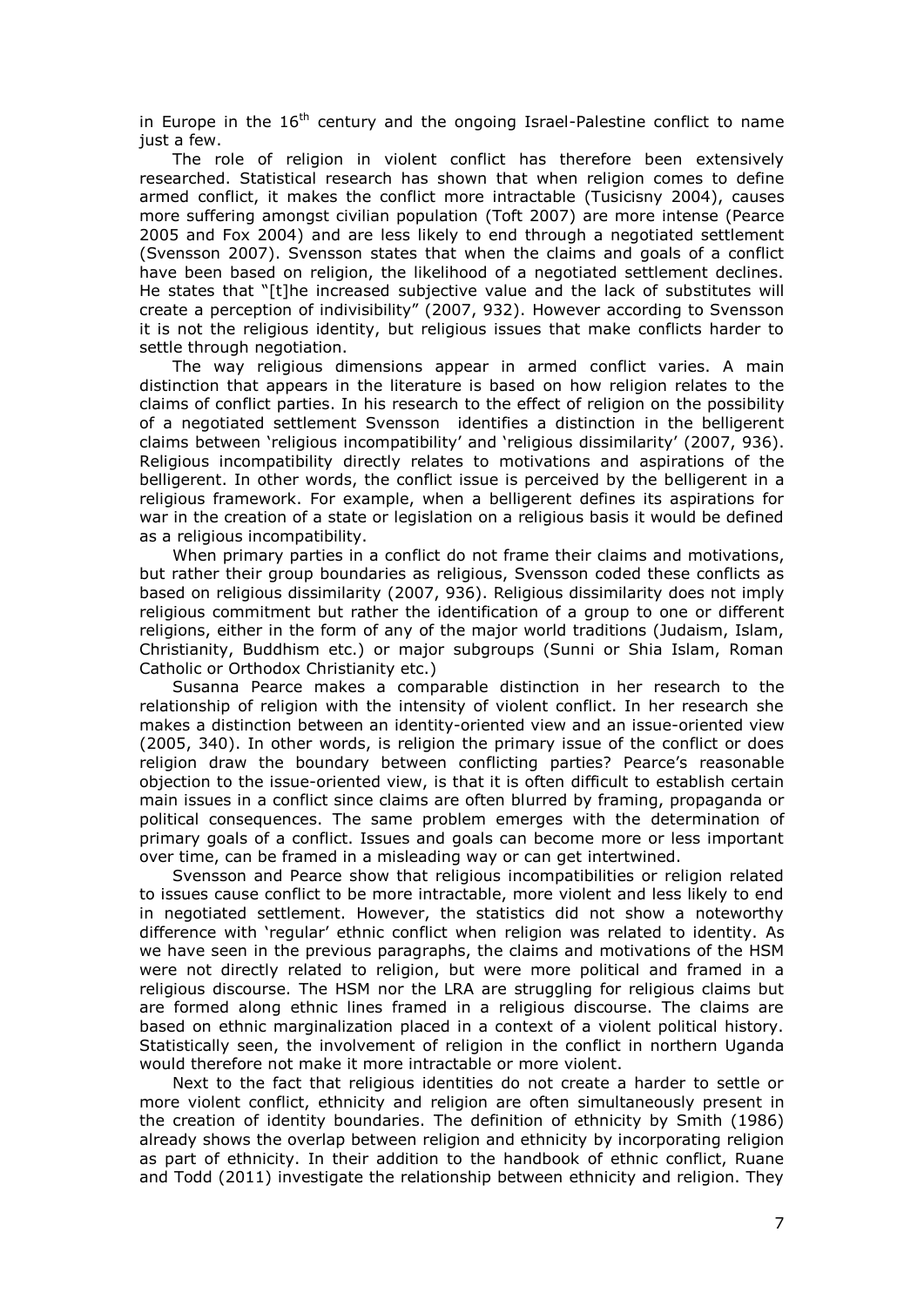in Europe in the 16th century and the ongoing Israel-Palestine conflict to name just a few.

The role of religion in violent conflict has therefore been extensively researched. Statistical research has shown that when religion comes to define armed conflict, it makes the conflict more intractable (Tusicisny 2004), causes more suffering amongst civilian population (Toft 2007) are more intense (Pearce 2005 and Fox 2004) and are less likely to end through a negotiated settlement (Svensson 2007). Svensson states that when the claims and goals of a conflict have been based on religion, the likelihood of a negotiated settlement declines. He states that "[t]he increased subjective value and the lack of substitutes will create a perception of indivisibility" (2007, 932). However according to Svensson it is not the religious identity, but religious issues that make conflicts harder to settle through negotiation.

The way religious dimensions appear in armed conflict varies. A main distinction that appears in the literature is based on how religion relates to the claims of conflict parties. In his research to the effect of religion on the possibility of a negotiated settlement Svensson identifies a distinction in the belligerent claims between 'religious incompatibility' and 'religious dissimilarity' (2007, 936). Religious incompatibility directly relates to motivations and aspirations of the belligerent. In other words, the conflict issue is perceived by the belligerent in a religious framework. For example, when a belligerent defines its aspirations for war in the creation of a state or legislation on a religious basis it would be defined as a religious incompatibility.

When primary parties in a conflict do not frame their claims and motivations, but rather their group boundaries as religious, Svensson coded these conflicts as based on religious dissimilarity (2007, 936). Religious dissimilarity does not imply religious commitment but rather the identification of a group to one or different religions, either in the form of any of the major world traditions (Judaism, Islam, Christianity, Buddhism etc.) or major subgroups (Sunni or Shia Islam, Roman Catholic or Orthodox Christianity etc.)

Susanna Pearce makes a comparable distinction in her research to the relationship of religion with the intensity of violent conflict. In her research she makes a distinction between an identity-oriented view and an issue-oriented view (2005, 340). In other words, is religion the primary issue of the conflict or does religion draw the boundary between conflicting parties? Pearce's reasonable objection to the issue-oriented view, is that it is often difficult to establish certain main issues in a conflict since claims are often blurred by framing, propaganda or political consequences. The same problem emerges with the determination of primary goals of a conflict. Issues and goals can become more or less important over time, can be framed in a misleading way or can get intertwined.

Svensson and Pearce show that religious incompatibilities or religion related to issues cause conflict to be more intractable, more violent and less likely to end in negotiated settlement. However, the statistics did not show a noteworthy difference with 'regular' ethnic conflict when religion was related to identity. As we have seen in the previous paragraphs, the claims and motivations of the HSM were not directly related to religion, but were more political and framed in a religious discourse. The HSM nor the LRA are struggling for religious claims but are formed along ethnic lines framed in a religious discourse. The claims are based on ethnic marginalization placed in a context of a violent political history. Statistically seen, the involvement of religion in the conflict in northern Uganda would therefore not make it more intractable or more violent.

Next to the fact that religious identities do not create a harder to settle or more violent conflict, ethnicity and religion are often simultaneously present in the creation of identity boundaries. The definition of ethnicity by Smith (1986) already shows the overlap between religion and ethnicity by incorporating religion as part of ethnicity. In their addition to the handbook of ethnic conflict, Ruane and Todd (2011) investigate the relationship between ethnicity and religion. They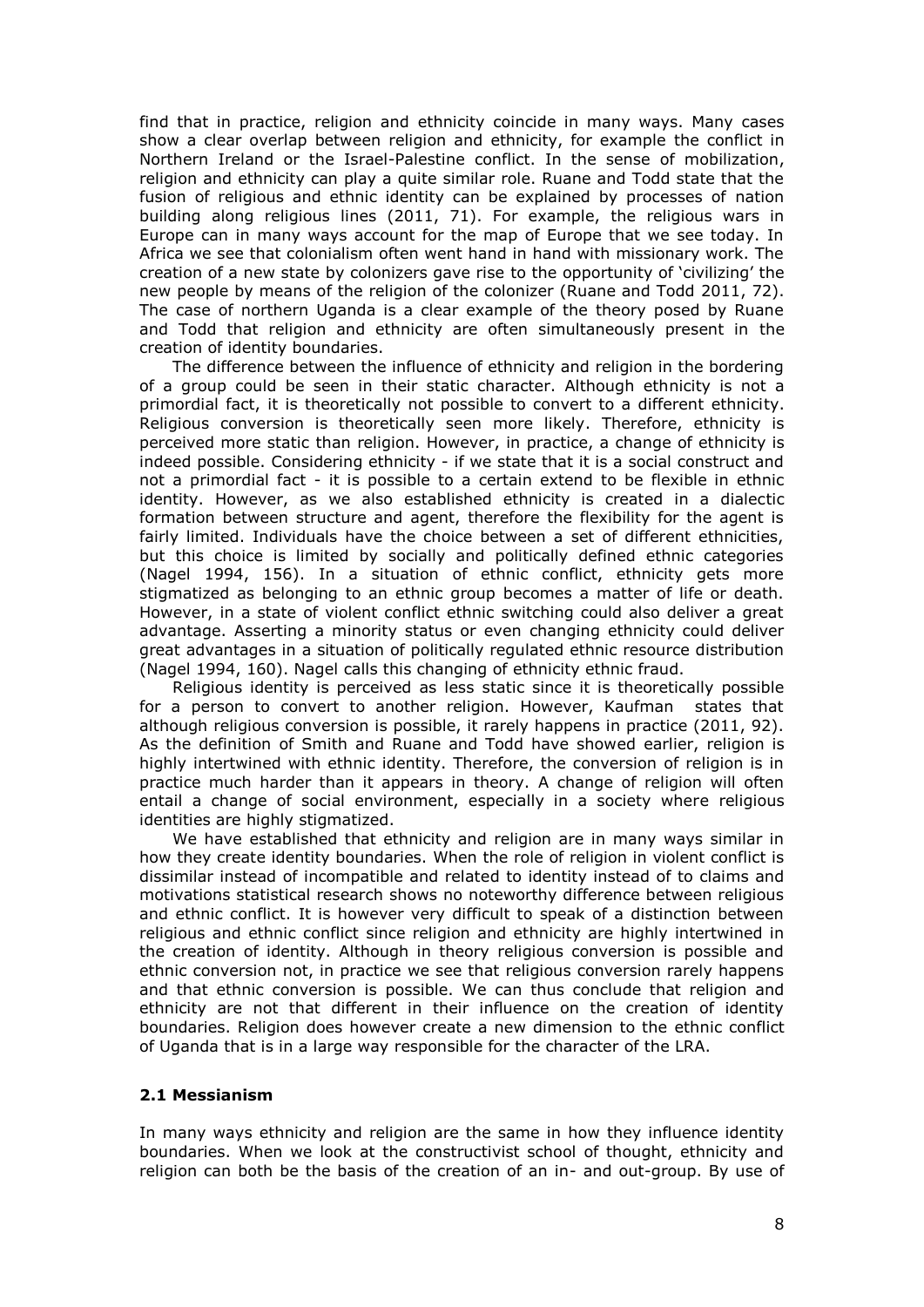find that in practice, religion and ethnicity coincide in many ways. Many cases show a clear overlap between religion and ethnicity, for example the conflict in Northern Ireland or the Israel-Palestine conflict. In the sense of mobilization, religion and ethnicity can play a quite similar role. Ruane and Todd state that the fusion of religious and ethnic identity can be explained by processes of nation building along religious lines (2011, 71). For example, the religious wars in Europe can in many ways account for the map of Europe that we see today. In Africa we see that colonialism often went hand in hand with missionary work. The creation of a new state by colonizers gave rise to the opportunity of 'civilizing' the new people by means of the religion of the colonizer (Ruane and Todd 2011, 72). The case of northern Uganda is a clear example of the theory posed by Ruane and Todd that religion and ethnicity are often simultaneously present in the creation of identity boundaries.

The difference between the influence of ethnicity and religion in the bordering of a group could be seen in their static character. Although ethnicity is not a primordial fact, it is theoretically not possible to convert to a different ethnicity. Religious conversion is theoretically seen more likely. Therefore, ethnicity is perceived more static than religion. However, in practice, a change of ethnicity is indeed possible. Considering ethnicity - if we state that it is a social construct and not a primordial fact - it is possible to a certain extend to be flexible in ethnic identity. However, as we also established ethnicity is created in a dialectic formation between structure and agent, therefore the flexibility for the agent is fairly limited. Individuals have the choice between a set of different ethnicities, but this choice is limited by socially and politically defined ethnic categories (Nagel 1994, 156). In a situation of ethnic conflict, ethnicity gets more stigmatized as belonging to an ethnic group becomes a matter of life or death. However, in a state of violent conflict ethnic switching could also deliver a great advantage. Asserting a minority status or even changing ethnicity could deliver great advantages in a situation of politically regulated ethnic resource distribution (Nagel 1994, 160). Nagel calls this changing of ethnicity ethnic fraud.

Religious identity is perceived as less static since it is theoretically possible for a person to convert to another religion. However, Kaufman states that although religious conversion is possible, it rarely happens in practice (2011, 92). As the definition of Smith and Ruane and Todd have showed earlier, religion is highly intertwined with ethnic identity. Therefore, the conversion of religion is in practice much harder than it appears in theory. A change of religion will often entail a change of social environment, especially in a society where religious identities are highly stigmatized.

We have established that ethnicity and religion are in many ways similar in how they create identity boundaries. When the role of religion in violent conflict is dissimilar instead of incompatible and related to identity instead of to claims and motivations statistical research shows no noteworthy difference between religious and ethnic conflict. It is however very difficult to speak of a distinction between religious and ethnic conflict since religion and ethnicity are highly intertwined in the creation of identity. Although in theory religious conversion is possible and ethnic conversion not, in practice we see that religious conversion rarely happens and that ethnic conversion is possible. We can thus conclude that religion and ethnicity are not that different in their influence on the creation of identity boundaries. Religion does however create a new dimension to the ethnic conflict of Uganda that is in a large way responsible for the character of the LRA.

### 2.1 Messianism

In many ways ethnicity and religion are the same in how they influence identity boundaries. When we look at the constructivist school of thought, ethnicity and religion can both be the basis of the creation of an in- and out-group. By use of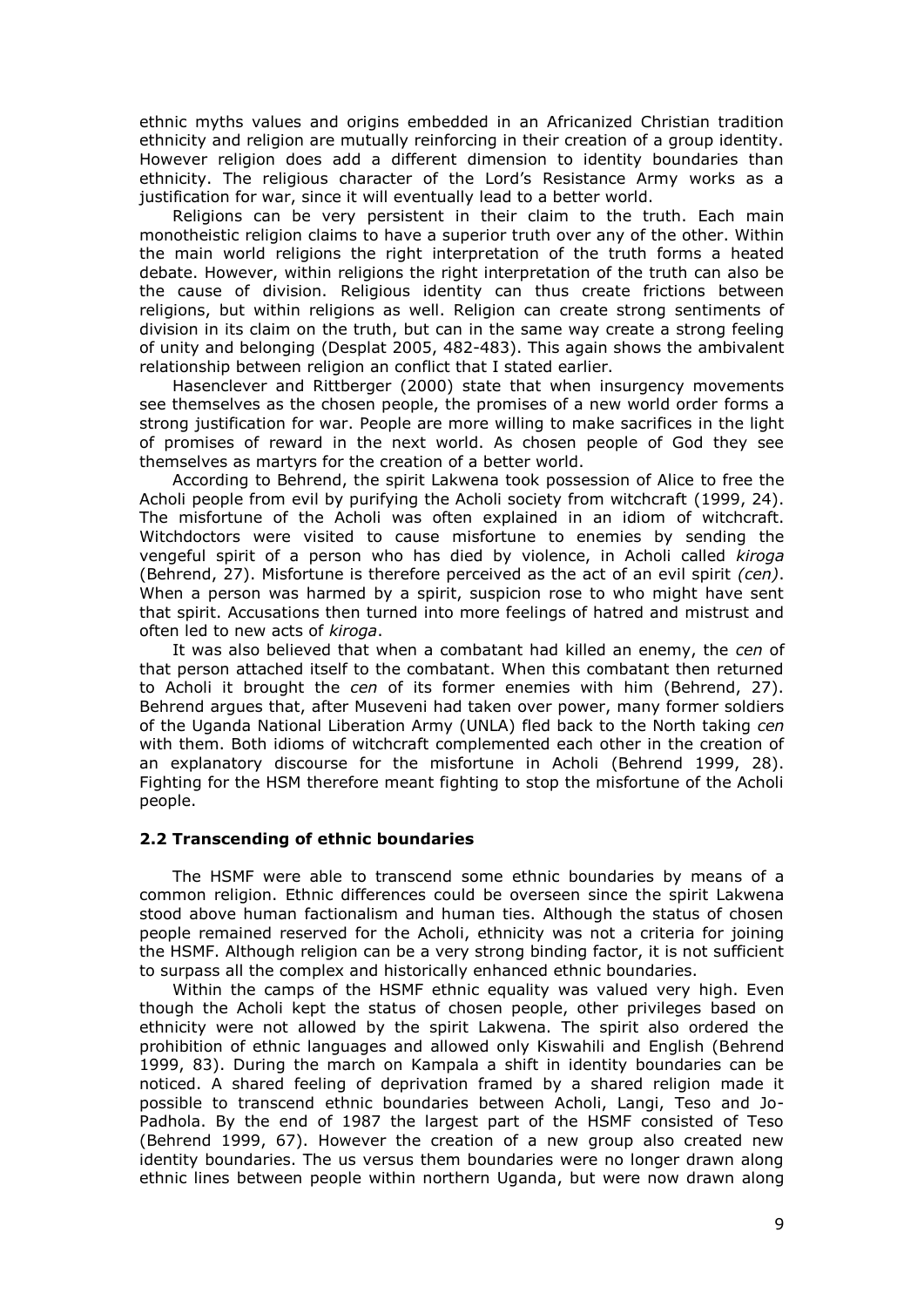ethnic myths values and origins embedded in an Africanized Christian tradition ethnicity and religion are mutually reinforcing in their creation of a group identity. However religion does add a different dimension to identity boundaries than ethnicity. The religious character of the Lord's Resistance Army works as a justification for war, since it will eventually lead to a better world.

Religions can be very persistent in their claim to the truth. Each main monotheistic religion claims to have a superior truth over any of the other. Within the main world religions the right interpretation of the truth forms a heated debate. However, within religions the right interpretation of the truth can also be the cause of division. Religious identity can thus create frictions between religions, but within religions as well. Religion can create strong sentiments of division in its claim on the truth, but can in the same way create a strong feeling of unity and belonging (Desplat 2005, 482-483). This again shows the ambivalent relationship between religion an conflict that I stated earlier.

Hasenclever and Rittberger (2000) state that when insurgency movements see themselves as the chosen people, the promises of a new world order forms a strong justification for war. People are more willing to make sacrifices in the light of promises of reward in the next world. As chosen people of God they see themselves as martyrs for the creation of a better world.

According to Behrend, the spirit Lakwena took possession of Alice to free the Acholi people from evil by purifying the Acholi society from witchcraft (1999, 24). The misfortune of the Acholi was often explained in an idiom of witchcraft. Witchdoctors were visited to cause misfortune to enemies by sending the vengeful spirit of a person who has died by violence, in Acholi called *kiroga* (Behrend, 27). Misfortune is therefore perceived as the act of an evil spirit *(cen)*. When a person was harmed by a spirit, suspicion rose to who might have sent that spirit. Accusations then turned into more feelings of hatred and mistrust and often led to new acts of *kiroga*.

It was also believed that when a combatant had killed an enemy, the *cen* of that person attached itself to the combatant. When this combatant then returned to Acholi it brought the *cen* of its former enemies with him (Behrend, 27). Behrend argues that, after Museveni had taken over power, many former soldiers of the Uganda National Liberation Army (UNLA) fled back to the North taking *cen* with them. Both idioms of witchcraft complemented each other in the creation of an explanatory discourse for the misfortune in Acholi (Behrend 1999, 28). Fighting for the HSM therefore meant fighting to stop the misfortune of the Acholi people.

### 2.2 Transcending of ethnic boundaries

The HSMF were able to transcend some ethnic boundaries by means of a common religion. Ethnic differences could be overseen since the spirit Lakwena stood above human factionalism and human ties. Although the status of chosen people remained reserved for the Acholi, ethnicity was not a criteria for joining the HSMF. Although religion can be a very strong binding factor, it is not sufficient to surpass all the complex and historically enhanced ethnic boundaries.

Within the camps of the HSMF ethnic equality was valued very high. Even though the Acholi kept the status of chosen people, other privileges based on ethnicity were not allowed by the spirit Lakwena. The spirit also ordered the prohibition of ethnic languages and allowed only Kiswahili and English (Behrend 1999, 83). During the march on Kampala a shift in identity boundaries can be noticed. A shared feeling of deprivation framed by a shared religion made it possible to transcend ethnic boundaries between Acholi, Langi, Teso and Jo-Padhola. By the end of 1987 the largest part of the HSMF consisted of Teso (Behrend 1999, 67). However the creation of a new group also created new identity boundaries. The us versus them boundaries were no longer drawn along ethnic lines between people within northern Uganda, but were now drawn along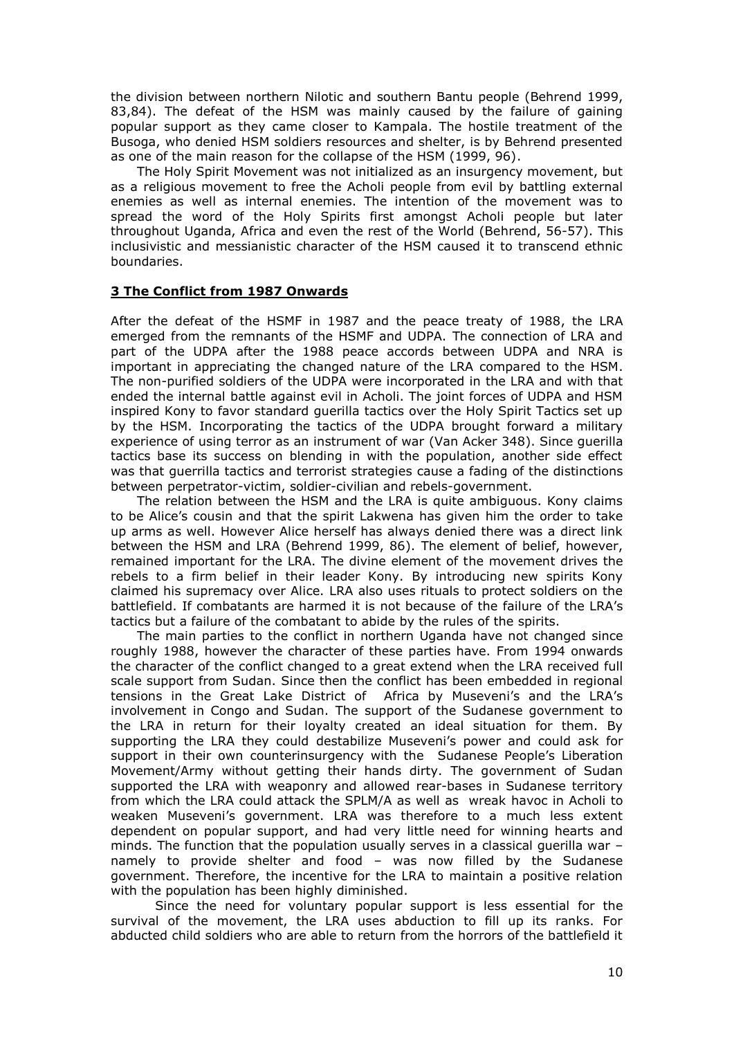the division between northern Nilotic and southern Bantu people (Behrend 1999, 83,84). The defeat of the HSM was mainly caused by the failure of gaining popular support as they came closer to Kampala. The hostile treatment of the Busoga, who denied HSM soldiers resources and shelter, is by Behrend presented as one of the main reason for the collapse of the HSM (1999, 96).

The Holy Spirit Movement was not initialized as an insurgency movement, but as a religious movement to free the Acholi people from evil by battling external enemies as well as internal enemies. The intention of the movement was to spread the word of the Holy Spirits first amongst Acholi people but later throughout Uganda, Africa and even the rest of the World (Behrend, 56-57). This inclusivistic and messianistic character of the HSM caused it to transcend ethnic boundaries.

## 3 The Conflict from 1987 Onwards

After the defeat of the HSMF in 1987 and the peace treaty of 1988, the LRA emerged from the remnants of the HSMF and UDPA. The connection of LRA and part of the UDPA after the 1988 peace accords between UDPA and NRA is important in appreciating the changed nature of the LRA compared to the HSM. The non-purified soldiers of the UDPA were incorporated in the LRA and with that ended the internal battle against evil in Acholi. The joint forces of UDPA and HSM inspired Kony to favor standard guerilla tactics over the Holy Spirit Tactics set up by the HSM. Incorporating the tactics of the UDPA brought forward a military experience of using terror as an instrument of war (Van Acker 348). Since guerilla tactics base its success on blending in with the population, another side effect was that guerrilla tactics and terrorist strategies cause a fading of the distinctions between perpetrator-victim, soldier-civilian and rebels-government.

The relation between the HSM and the LRA is quite ambiguous. Kony claims to be Alice's cousin and that the spirit Lakwena has given him the order to take up arms as well. However Alice herself has always denied there was a direct link between the HSM and LRA (Behrend 1999, 86). The element of belief, however, remained important for the LRA. The divine element of the movement drives the rebels to a firm belief in their leader Kony. By introducing new spirits Kony claimed his supremacy over Alice. LRA also uses rituals to protect soldiers on the battlefield. If combatants are harmed it is not because of the failure of the LRA's tactics but a failure of the combatant to abide by the rules of the spirits.

The main parties to the conflict in northern Uganda have not changed since roughly 1988, however the character of these parties have. From 1994 onwards the character of the conflict changed to a great extend when the LRA received full scale support from Sudan. Since then the conflict has been embedded in regional tensions in the Great Lake District of Africa by Museveni's and the LRA's involvement in Congo and Sudan. The support of the Sudanese government to the LRA in return for their loyalty created an ideal situation for them. By supporting the LRA they could destabilize Museveni's power and could ask for support in their own counterinsurgency with the Sudanese People's Liberation Movement/Army without getting their hands dirty. The government of Sudan supported the LRA with weaponry and allowed rear-bases in Sudanese territory from which the LRA could attack the SPLM/A as well as wreak havoc in Acholi to weaken Museveni's government. LRA was therefore to a much less extent dependent on popular support, and had very little need for winning hearts and minds. The function that the population usually serves in a classical guerilla war – namely to provide shelter and food – was now filled by the Sudanese government. Therefore, the incentive for the LRA to maintain a positive relation with the population has been highly diminished.

Since the need for voluntary popular support is less essential for the survival of the movement, the LRA uses abduction to fill up its ranks. For abducted child soldiers who are able to return from the horrors of the battlefield it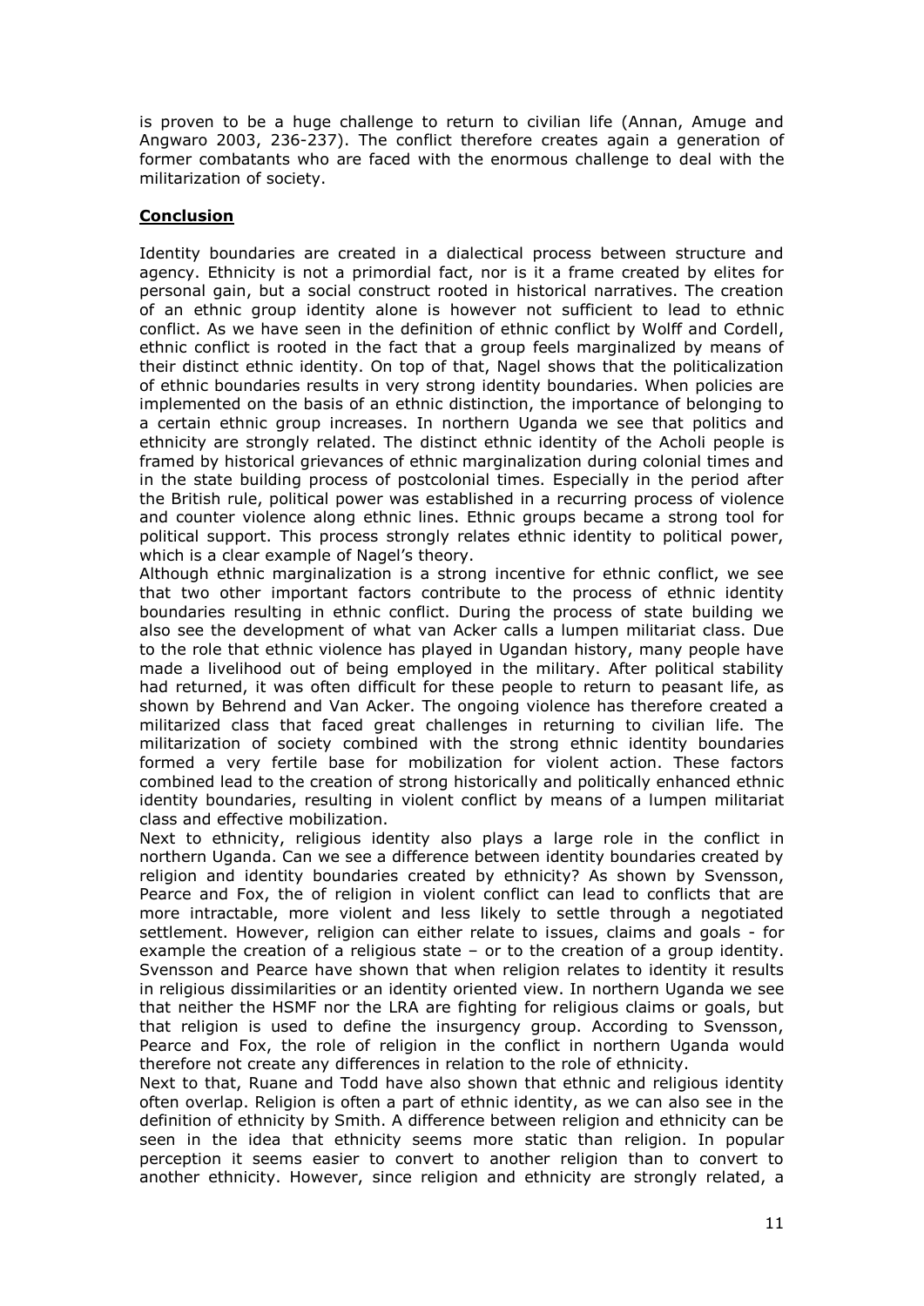is proven to be a huge challenge to return to civilian life (Annan, Amuge and Angwaro 2003, 236-237). The conflict therefore creates again a generation of former combatants who are faced with the enormous challenge to deal with the militarization of society.

## Conclusion

Identity boundaries are created in a dialectical process between structure and agency. Ethnicity is not a primordial fact, nor is it a frame created by elites for personal gain, but a social construct rooted in historical narratives. The creation of an ethnic group identity alone is however not sufficient to lead to ethnic conflict. As we have seen in the definition of ethnic conflict by Wolff and Cordell, ethnic conflict is rooted in the fact that a group feels marginalized by means of their distinct ethnic identity. On top of that, Nagel shows that the politicalization of ethnic boundaries results in very strong identity boundaries. When policies are implemented on the basis of an ethnic distinction, the importance of belonging to a certain ethnic group increases. In northern Uganda we see that politics and ethnicity are strongly related. The distinct ethnic identity of the Acholi people is framed by historical grievances of ethnic marginalization during colonial times and in the state building process of postcolonial times. Especially in the period after the British rule, political power was established in a recurring process of violence and counter violence along ethnic lines. Ethnic groups became a strong tool for political support. This process strongly relates ethnic identity to political power, which is a clear example of Nagel's theory.

Although ethnic marginalization is a strong incentive for ethnic conflict, we see that two other important factors contribute to the process of ethnic identity boundaries resulting in ethnic conflict. During the process of state building we also see the development of what van Acker calls a lumpen militariat class. Due to the role that ethnic violence has played in Ugandan history, many people have made a livelihood out of being employed in the military. After political stability had returned, it was often difficult for these people to return to peasant life, as shown by Behrend and Van Acker. The ongoing violence has therefore created a militarized class that faced great challenges in returning to civilian life. The militarization of society combined with the strong ethnic identity boundaries formed a very fertile base for mobilization for violent action. These factors combined lead to the creation of strong historically and politically enhanced ethnic identity boundaries, resulting in violent conflict by means of a lumpen militariat class and effective mobilization.

Next to ethnicity, religious identity also plays a large role in the conflict in northern Uganda. Can we see a difference between identity boundaries created by religion and identity boundaries created by ethnicity? As shown by Svensson, Pearce and Fox, the of religion in violent conflict can lead to conflicts that are more intractable, more violent and less likely to settle through a negotiated settlement. However, religion can either relate to issues, claims and goals - for example the creation of a religious state – or to the creation of a group identity. Svensson and Pearce have shown that when religion relates to identity it results in religious dissimilarities or an identity oriented view. In northern Uganda we see that neither the HSMF nor the LRA are fighting for religious claims or goals, but that religion is used to define the insurgency group. According to Svensson, Pearce and Fox, the role of religion in the conflict in northern Uganda would therefore not create any differences in relation to the role of ethnicity.

Next to that, Ruane and Todd have also shown that ethnic and religious identity often overlap. Religion is often a part of ethnic identity, as we can also see in the definition of ethnicity by Smith. A difference between religion and ethnicity can be seen in the idea that ethnicity seems more static than religion. In popular perception it seems easier to convert to another religion than to convert to another ethnicity. However, since religion and ethnicity are strongly related, a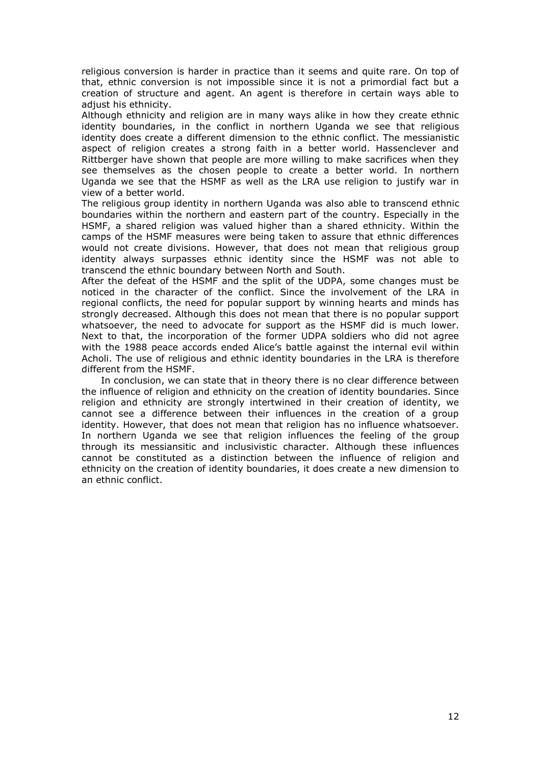religious conversion is harder in practice than it seems and quite rare. On top of that, ethnic conversion is not impossible since it is not a primordial fact but a creation of structure and agent. An agent is therefore in certain ways able to adjust his ethnicity.

Although ethnicity and religion are in many ways alike in how they create ethnic identity boundaries, in the conflict in northern Uganda we see that religious identity does create a different dimension to the ethnic conflict. The messianistic aspect of religion creates a strong faith in a better world. Hassenclever and Rittberger have shown that people are more willing to make sacrifices when they see themselves as the chosen people to create a better world. In northern Uganda we see that the HSMF as well as the LRA use religion to justify war in view of a better world.

The religious group identity in northern Uganda was also able to transcend ethnic boundaries within the northern and eastern part of the country. Especially in the HSMF, a shared religion was valued higher than a shared ethnicity. Within the camps of the HSMF measures were being taken to assure that ethnic differences would not create divisions. However, that does not mean that religious group identity always surpasses ethnic identity since the HSMF was not able to transcend the ethnic boundary between North and South.

After the defeat of the HSMF and the split of the UDPA, some changes must be noticed in the character of the conflict. Since the involvement of the LRA in regional conflicts, the need for popular support by winning hearts and minds has strongly decreased. Although this does not mean that there is no popular support whatsoever, the need to advocate for support as the HSMF did is much lower. Next to that, the incorporation of the former UDPA soldiers who did not agree with the 1988 peace accords ended Alice's battle against the internal evil within Acholi. The use of religious and ethnic identity boundaries in the LRA is therefore different from the HSMF.

In conclusion, we can state that in theory there is no clear difference between the influence of religion and ethnicity on the creation of identity boundaries. Since religion and ethnicity are strongly intertwined in their creation of identity, we cannot see a difference between their influences in the creation of a group identity. However, that does not mean that religion has no influence whatsoever. In northern Uganda we see that religion influences the feeling of the group through its messiansitic and inclusivistic character. Although these influences cannot be constituted as a distinction between the influence of religion and ethnicity on the creation of identity boundaries, it does create a new dimension to an ethnic conflict.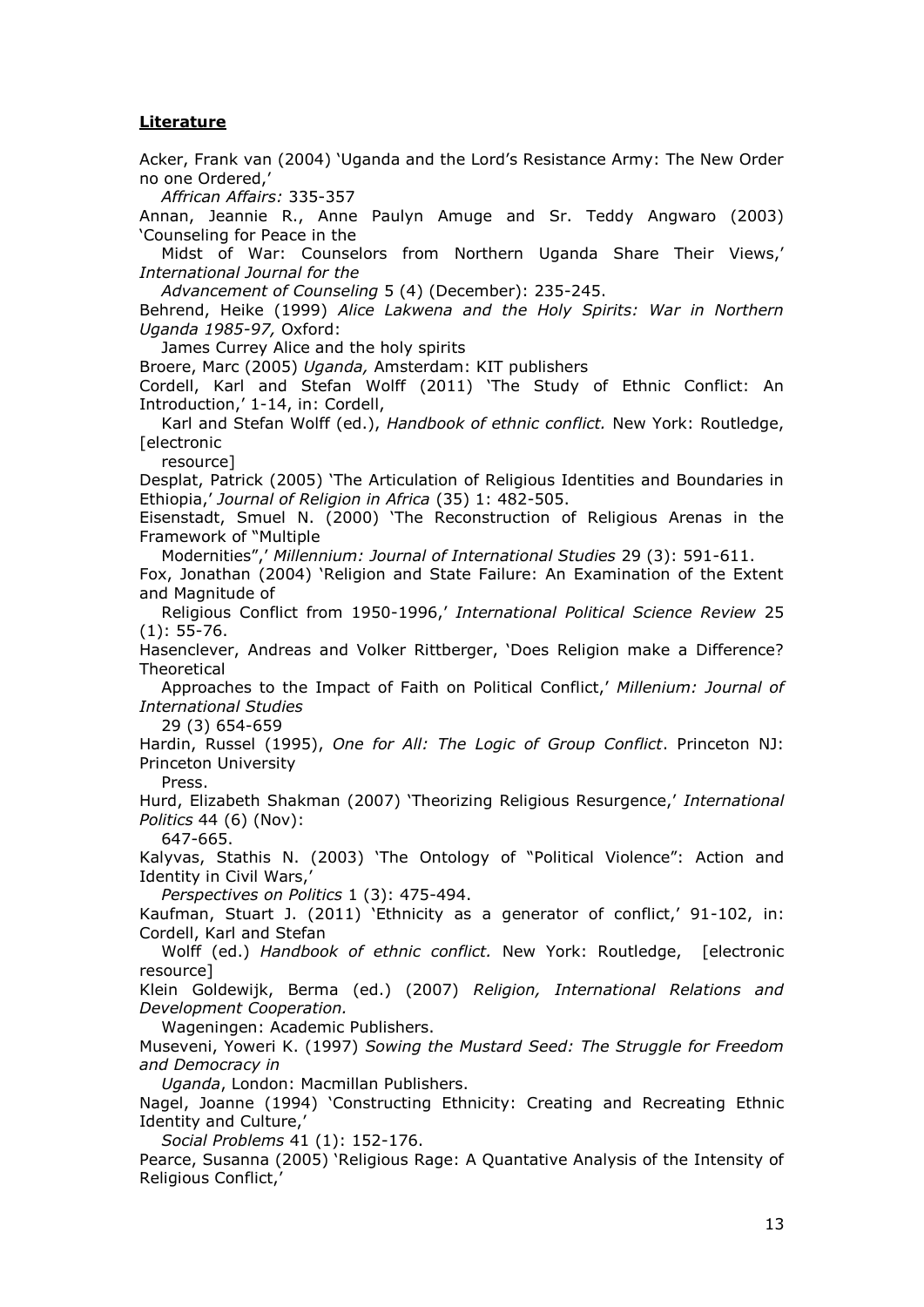## **Literature**

Acker, Frank van (2004) 'Uganda and the Lord's Resistance Army: The New Order no one Ordered,' *Affrican Affairs:* 335-357

Annan, Jeannie R., Anne Paulyn Amuge and Sr. Teddy Angwaro (2003) 'Counseling for Peace in the Midst of War: Counselors from Northern Uganda Share Their Views,' *International Journal for the Advancement of Counseling* 5 (4) (December): 235-245.

Behrend, Heike (1999) *Alice Lakwena and the Holy Spirits: War in Northern Uganda 1985-97,* Oxford: James Currey Alice and the holy spirits

Broere, Marc (2005) *Uganda,* Amsterdam: KIT publishers

Cordell, Karl and Stefan Wolff (2011) 'The Study of Ethnic Conflict: An Introduction,' 1-14, in: Cordell, Karl and Stefan Wolff (ed.), *Handbook of ethnic conflict.* New York: Routledge, [electronic resource]

Desplat, Patrick (2005) 'The Articulation of Religious Identities and Boundaries in Ethiopia,' *Journal of Religion in Africa* (35) 1: 482-505.

Eisenstadt, Smuel N. (2000) 'The Reconstruction of Religious Arenas in the Framework of "Multiple Modernities",' *Millennium: Journal of International Studies* 29 (3): 591-611.

Fox, Jonathan (2004) 'Religion and State Failure: An Examination of the Extent and Magnitude of Religious Conflict from 1950-1996,' *International Political Science Review* 25 (1): 55-76.

Hasenclever, Andreas and Volker Rittberger, 'Does Religion make a Difference? Theoretical Approaches to the Impact of Faith on Political Conflict,' *Millenium: Journal of International Studies* 29 (3) 654-659

Hardin, Russel (1995), *One for All: The Logic of Group Conflict*. Princeton NJ: Princeton University Press.

Hurd, Elizabeth Shakman (2007) 'Theorizing Religious Resurgence,' *International Politics* 44 (6) (Nov): 647-665.

Kalyvas, Stathis N. (2003) 'The Ontology of "Political Violence": Action and Identity in Civil Wars,' *Perspectives on Politics* 1 (3): 475-494.

Kaufman, Stuart J. (2011) 'Ethnicity as a generator of conflict,' 91-102, in: Cordell, Karl and Stefan Wolff (ed.) *Handbook of ethnic conflict.* New York: Routledge, [electronic resource]

Klein Goldewijk, Berma (ed.) (2007) *Religion, International Relations and Development Cooperation.* Wageningen: Academic Publishers.

Museveni, Yoweri K. (1997) *Sowing the Mustard Seed: The Struggle for Freedom and Democracy in Uganda*, London: Macmillan Publishers.

Nagel, Joanne (1994) 'Constructing Ethnicity: Creating and Recreating Ethnic Identity and Culture,' *Social Problems* 41 (1): 152-176.

Pearce, Susanna (2005) 'Religious Rage: A Quantative Analysis of the Intensity of Religious Conflict,'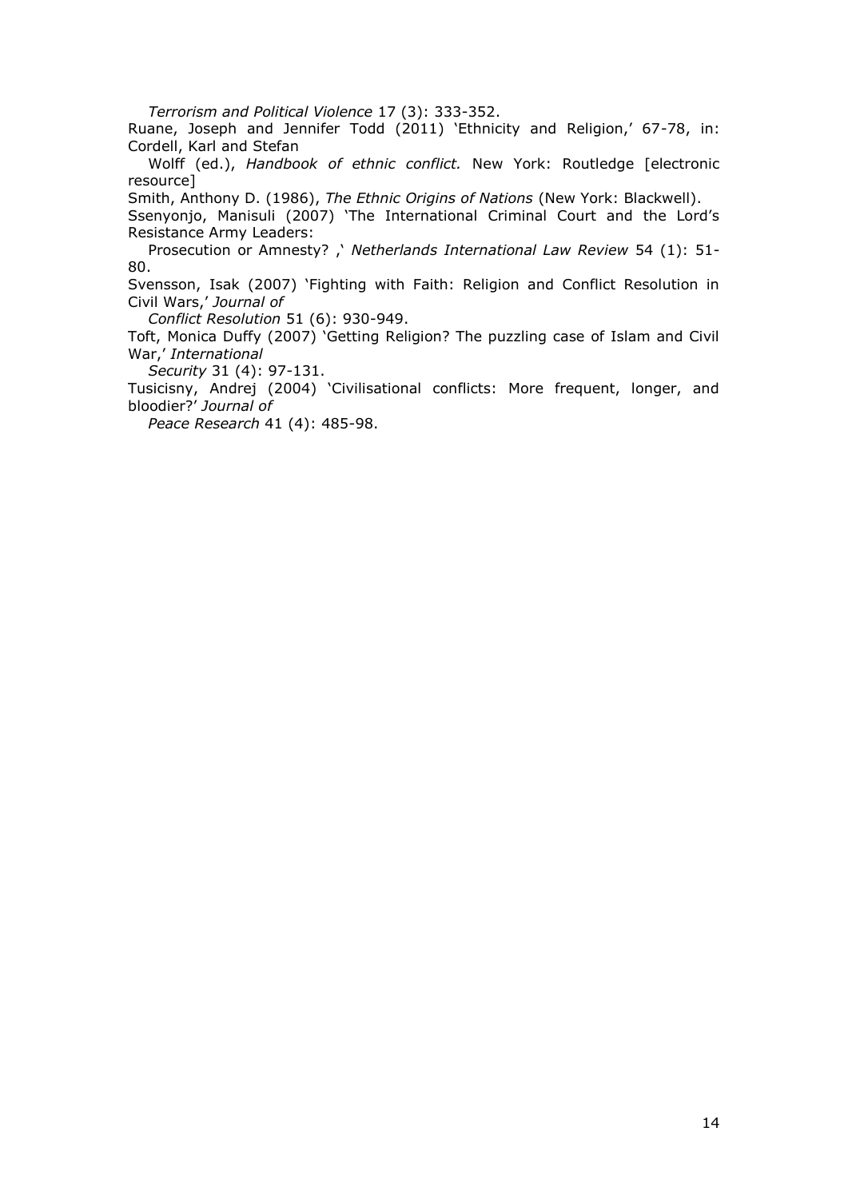*Terrorism and Political Violence* 17 (3): 333-352.

Ruane, Joseph and Jennifer Todd (2011) 'Ethnicity and Religion,' 67-78, in: Cordell, Karl and Stefan Wolff (ed.), *Handbook of ethnic conflict.* New York: Routledge [electronic resource]

Smith, Anthony D. (1986), *The Ethnic Origins of Nations* (New York: Blackwell).

Ssenyonjo, Manisuli (2007) 'The International Criminal Court and the Lord's Resistance Army Leaders: Prosecution or Amnesty? ,' *Netherlands International Law Review* 54 (1): 51-80.

Svensson, Isak (2007) 'Fighting with Faith: Religion and Conflict Resolution in Civil Wars,' *Journal of Conflict Resolution* 51 (6): 930-949.

Toft, Monica Duffy (2007) 'Getting Religion? The puzzling case of Islam and Civil War,' *International Security* 31 (4): 97-131.

Tusicisny, Andrej (2004) 'Civilisational conflicts: More frequent, longer, and bloodier?' *Journal of Peace Research* 41 (4): 485-98.